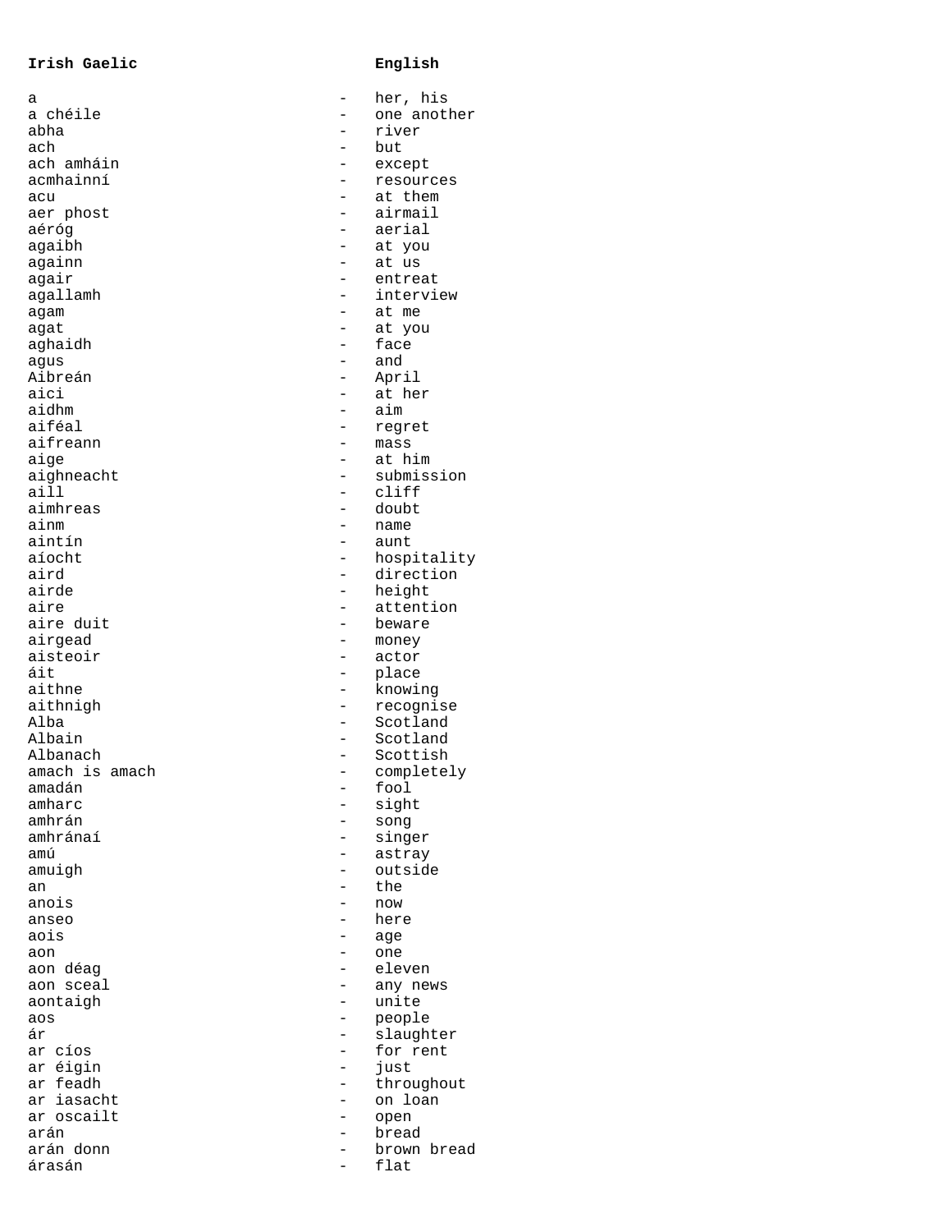| Irish Gaelic | | English |
|---|---|---|
| a | - | her, his |
| a chéile | - | one another |
| abha | - | river |
| ach | - | but |
| ach amháin | - | except |
| acmhainní | - | resources |
| acu | - | at them |
| aer phost | - | airmail |
| aeróg | - | aerial |
| agaibh | - | at you |
| againn | - | at us |
| agair | - | entreat |
| agallamh | - | interview |
| agam | - | at me |
| agat | - | at you |
| aghaidh | - | face |
| agus | - | and |
| Aibreán | - | April |
| aici | - | at her |
| aidhm | - | aim |
| aiféal | - | regret |
| aifreann | - | mass |
| aige | - | at him |
| aighneacht | - | submission |
| aill | - | cliff |
| aimhreas | - | doubt |
| ainm | - | name |
| aintín | - | aunt |
| aíocht | - | hospitality |
| aird | - | direction |
| airde | - | height |
| aire | - | attention |
| aire duit | - | beware |
| airgead | - | money |
| aisteoir | - | actor |
| áit | - | place |
| aithne | - | knowing |
| aithnigh | - | recognise |
| Alba | - | Scotland |
| Albain | - | Scotland |
| Albanach | - | Scottish |
| amach is amach | - | completely |
| amadán | - | fool |
| amharc | - | sight |
| amhrán | - | song |
| amhránaí | - | singer |
| amú | - | astray |
| amuigh | - | outside |
| an | - | the |
| anois | - | now |
| anseo | - | here |
| aois | - | age |
| aon | - | one |
| aon déag | - | eleven |
| aon sceal | - | any news |
| aontaigh | - | unite |
| aos | - | people |
| ár | - | slaughter |
| ar cíos | - | for rent |
| ar éigin | - | just |
| ar feadh | - | throughout |
| ar iasacht | - | on loan |
| ar oscailt | - | open |
| arán | - | bread |
| arán donn | - | brown bread |
| árasán | - | flat |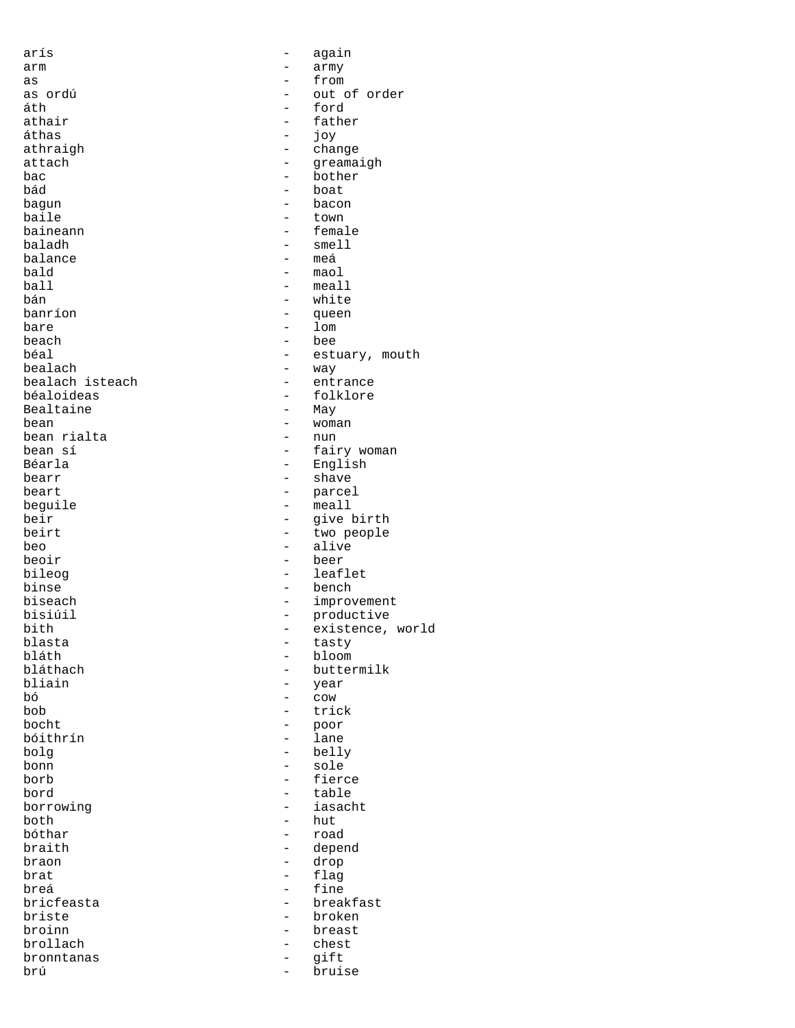arís - again
arm - army
as - from
as ordú - out of order
áth - ford
athair - father
áthas - joy
athraigh - change
attach - greamaigh
bac - bother
bád - boat
bagun - bacon
baile - town
baineann - female
baladh - smell
balance - meá
bald - maol
ball - meall
bán - white
banríon - queen
bare - lom
beach - bee
béal - estuary, mouth
bealach - way
bealach isteach - entrance
béaloideas - folklore
Bealtaine - May
bean - woman
bean rialta - nun
bean sí - fairy woman
Béarla - English
bearr - shave
beart - parcel
beguile - meall
beir - give birth
beirt - two people
beo - alive
beoir - beer
bileog - leaflet
binse - bench
biseach - improvement
bisiúil - productive
bith - existence, world
blasta - tasty
bláth - bloom
bláthach - buttermilk
bliain - year
bó - cow
bob - trick
bocht - poor
bóithrín - lane
bolg - belly
bonn - sole
borb - fierce
bord - table
borrowing - iasacht
both - hut
bóthar - road
braith - depend
braon - drop
brat - flag
breá - fine
bricfeasta - breakfast
briste - broken
broinn - breast
brollach - chest
bronntanas - gift
brú - bruise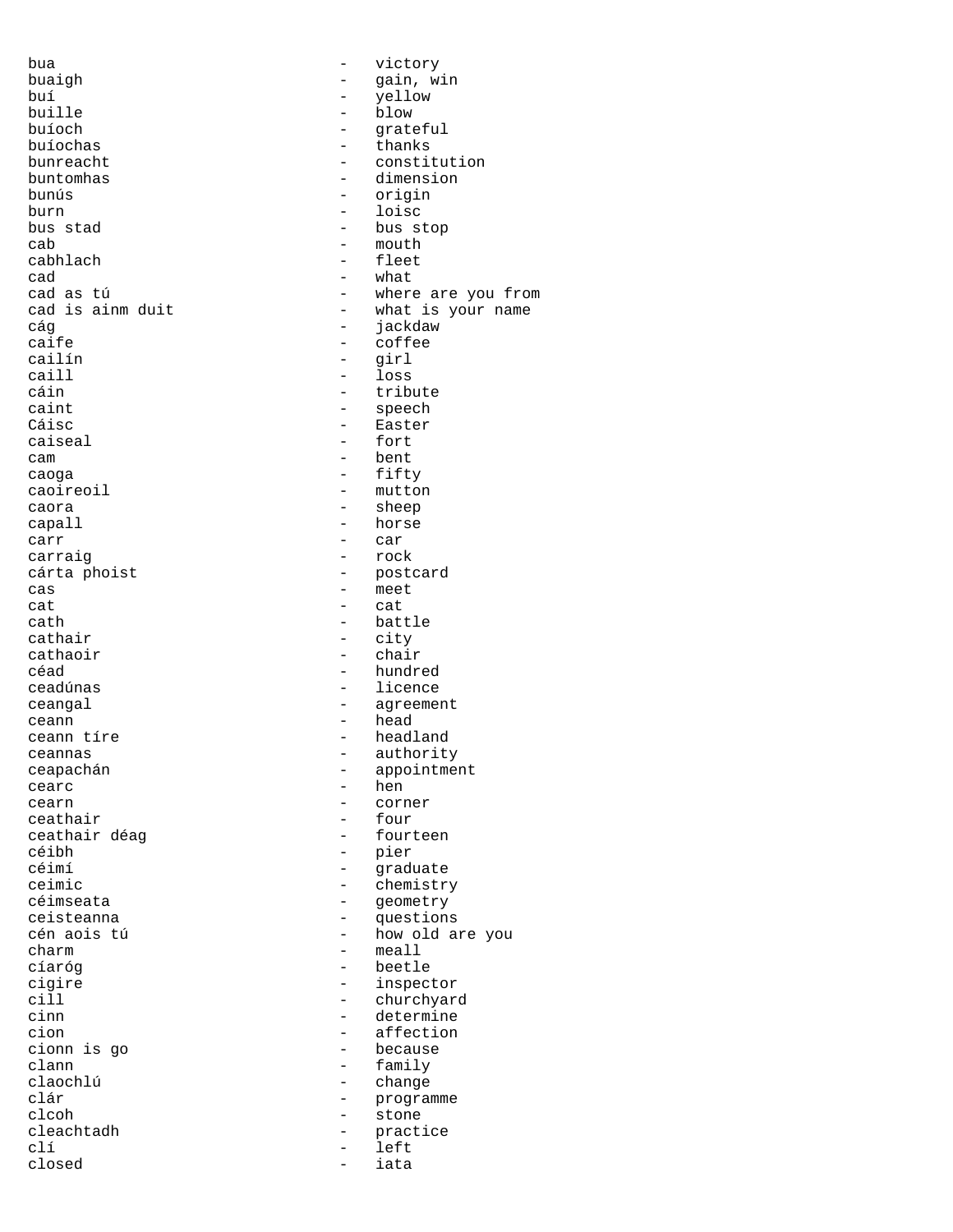bua - victory
buaigh - gain, win
buí - yellow
buille - blow
buíoch - grateful
buíochas - thanks
bunreacht - constitution
buntomhas - dimension
bunús - origin
burn - loisc
bus stad - bus stop
cab - mouth
cabhlach - fleet
cad - what
cad as tú - where are you from
cad is ainm duit - what is your name
cág - jackdaw
caife - coffee
cailín - girl
caill - loss
cáin - tribute
caint - speech
Cáisc - Easter
caiseal - fort
cam - bent
caoga - fifty
caoireoil - mutton
caora - sheep
capall - horse
carr - car
carraig - rock
cárta phoist - postcard
cas - meet
cat - cat
cath - battle
cathair - city
cathaoir - chair
céad - hundred
ceadúnas - licence
ceangal - agreement
ceann - head
ceann tíre - headland
ceannas - authority
ceapachán - appointment
cearc - hen
cearn - corner
ceathair - four
ceathair déag - fourteen
céibh - pier
céimí - graduate
ceimic - chemistry
céimseata - geometry
ceisteanna - questions
cén aois tú - how old are you
charm - meall
cíaróg - beetle
cigire - inspector
cill - churchyard
cinn - determine
cion - affection
cionn is go - because
clann - family
claochlú - change
clár - programme
clcoh - stone
cleachtadh - practice
clí - left
closed - iata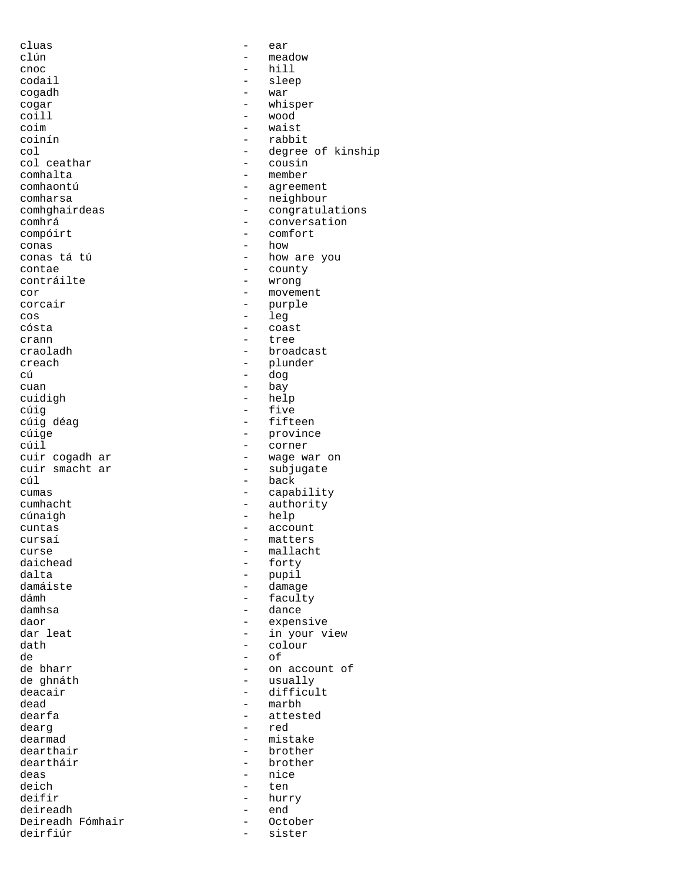cluas - ear
clún - meadow
cnoc - hill
codail - sleep
cogadh - war
cogar - whisper
coill - wood
coim - waist
coinín - rabbit
col - degree of kinship
col ceathar - cousin
comhalta - member
comhaontú - agreement
comharsa - neighbour
comhghairdeas - congratulations
comhrá - conversation
compóirt - comfort
conas - how
conas tá tú - how are you
contae - county
contráilte - wrong
cor - movement
corcair - purple
cos - leg
cósta - coast
crann - tree
craoladh - broadcast
creach - plunder
cú - dog
cuan - bay
cuidigh - help
cúig - five
cúig déag - fifteen
cúige - province
cúil - corner
cuir cogadh ar - wage war on
cuir smacht ar - subjugate
cúl - back
cumas - capability
cumhacht - authority
cúnaigh - help
cuntas - account
cursaí - matters
curse - mallacht
daichead - forty
dalta - pupil
damáiste - damage
dámh - faculty
damhsa - dance
daor - expensive
dar leat - in your view
dath - colour
de - of
de bharr - on account of
de ghnáth - usually
deacair - difficult
dead - marbh
dearfa - attested
dearg - red
dearmad - mistake
dearthair - brother
deartháir - brother
deas - nice
deich - ten
deifir - hurry
deireadh - end
Deireadh Fómhair - October
deirfiúr - sister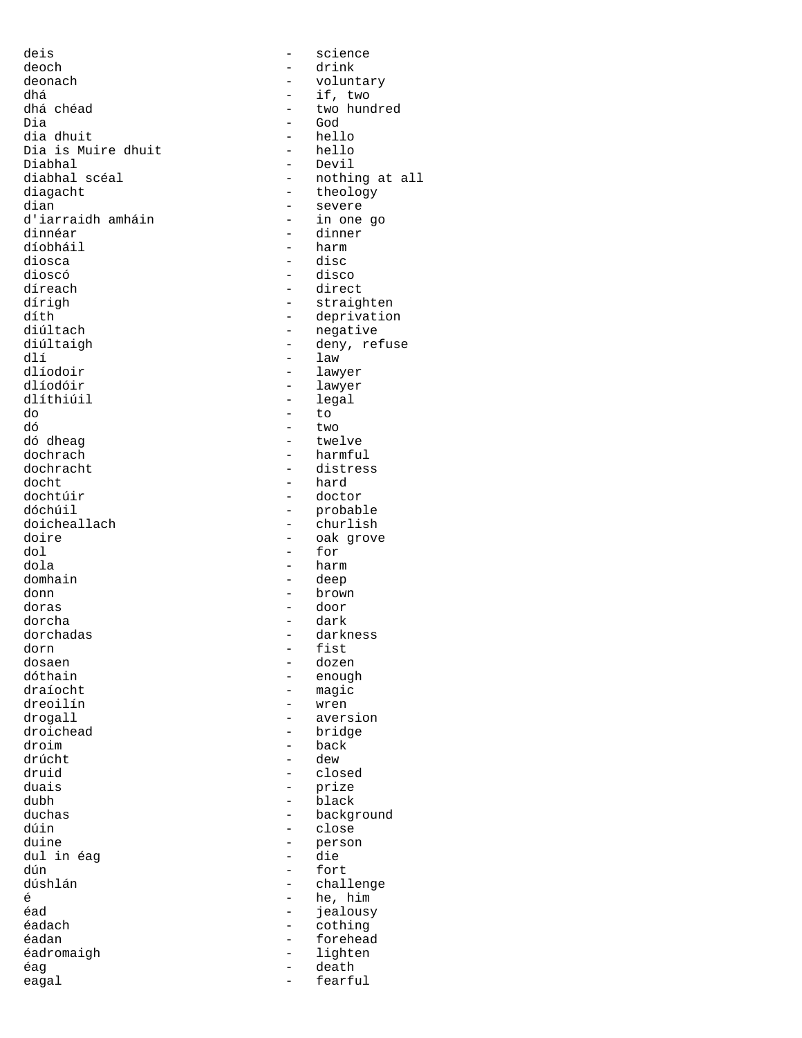| | |
|---|---|
| deis | science |
| deoch | drink |
| deonach | voluntary |
| dhá | if, two |
| dhá chéad | two hundred |
| Dia | God |
| dia dhuit | hello |
| Dia is Muire dhuit | hello |
| Diabhal | Devil |
| diabhal scéal | nothing at all |
| diagacht | theology |
| dian | severe |
| d'iarraidh amháin | in one go |
| dinnéar | dinner |
| díobháil | harm |
| diosca | disc |
| dioscó | disco |
| díreach | direct |
| dírigh | straighten |
| díth | deprivation |
| diúltach | negative |
| diúltaigh | deny, refuse |
| dlí | law |
| dlíodoir | lawyer |
| dlíodóir | lawyer |
| dlíthiúil | legal |
| do | to |
| dó | two |
| dó dheag | twelve |
| dochrach | harmful |
| dochracht | distress |
| docht | hard |
| dochtúir | doctor |
| dóchúil | probable |
| doicheallach | churlish |
| doire | oak grove |
| dol | for |
| dola | harm |
| domhain | deep |
| donn | brown |
| doras | door |
| dorcha | dark |
| dorchadas | darkness |
| dorn | fist |
| dosaen | dozen |
| dóthain | enough |
| draíocht | magic |
| dreoilín | wren |
| drogall | aversion |
| droichead | bridge |
| droim | back |
| drúcht | dew |
| druid | closed |
| duais | prize |
| dubh | black |
| duchas | background |
| dúin | close |
| duine | person |
| dul in éag | die |
| dún | fort |
| dúshlán | challenge |
| é | he, him |
| éad | jealousy |
| éadach | cothing |
| éadan | forehead |
| éadromaigh | lighten |
| éag | death |
| eagal | fearful |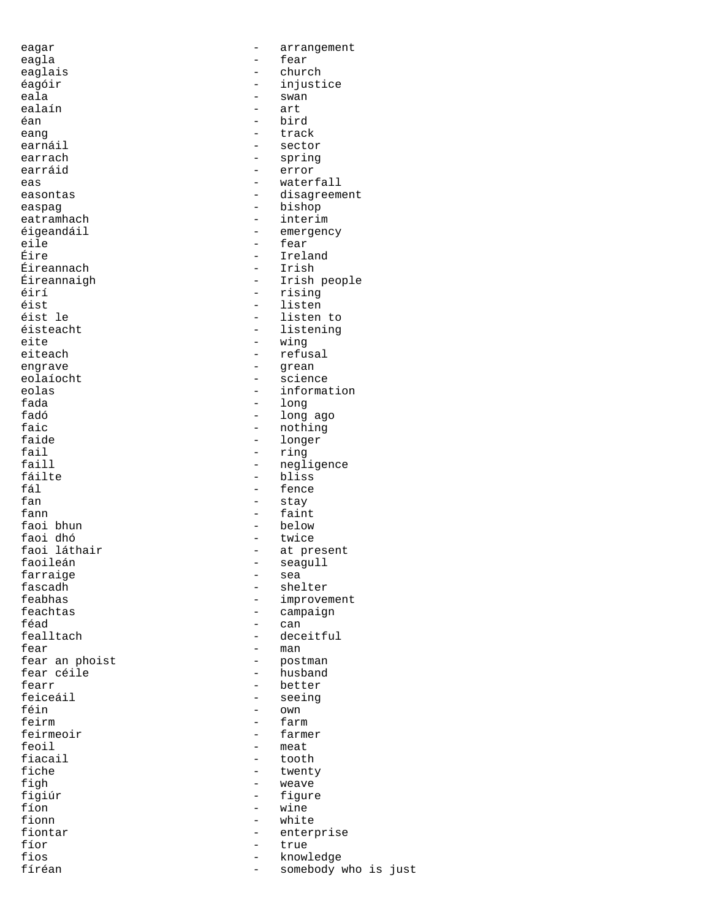eagar - arrangement
eagla - fear
eaglais - church
éagóir - injustice
eala - swan
ealaín - art
éan - bird
eang - track
earnáil - sector
earrach - spring
earráid - error
eas - waterfall
easontas - disagreement
easpag - bishop
eatramhach - interim
éigeandáil - emergency
eile - fear
Éire - Ireland
Éireannach - Irish
Éireannaigh - Irish people
éirí - rising
éist - listen
éist le - listen to
éisteacht - listening
eite - wing
eiteach - refusal
engrave - grean
eolaíocht - science
eolas - information
fada - long
fadó - long ago
faic - nothing
faide - longer
fail - ring
faill - negligence
fáilte - bliss
fál - fence
fan - stay
fann - faint
faoi bhun - below
faoi dhó - twice
faoi láthair - at present
faoileán - seagull
farraige - sea
fascadh - shelter
feabhas - improvement
feachtas - campaign
féad - can
fealltach - deceitful
fear - man
fear an phoist - postman
fear céile - husband
fearr - better
feiceáil - seeing
féin - own
feirm - farm
feirmeoir - farmer
feoil - meat
fiacail - tooth
fiche - twenty
figh - weave
figiúr - figure
fíon - wine
fionn - white
fiontar - enterprise
fíor - true
fios - knowledge
fíréan - somebody who is just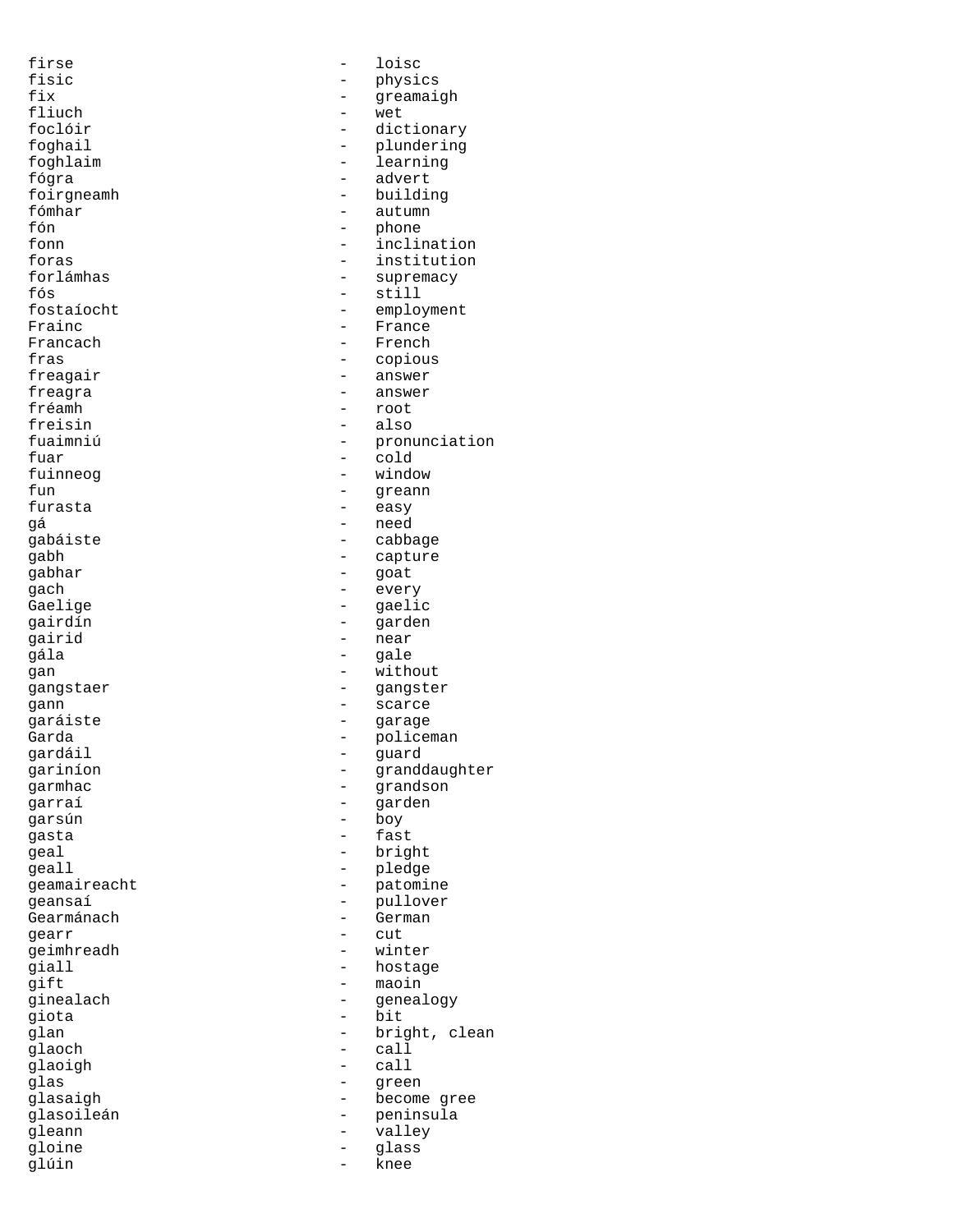firse - loisc
fisic - physics
fix - greamaigh
fliuch - wet
foclóir - dictionary
foghail - plundering
foghlaim - learning
fógra - advert
foirgneamh - building
fómhar - autumn
fón - phone
fonn - inclination
foras - institution
forlámhas - supremacy
fós - still
fostaíocht - employment
Frainc - France
Francach - French
fras - copious
freagair - answer
freagra - answer
fréamh - root
freisin - also
fuaimniú - pronunciation
fuar - cold
fuinneog - window
fun - greann
furasta - easy
gá - need
gabáiste - cabbage
gabh - capture
gabhar - goat
gach - every
Gaelige - gaelic
gairdín - garden
gairid - near
gála - gale
gan - without
gangstaer - gangster
gann - scarce
garáiste - garage
Garda - policeman
gardáil - guard
gariníon - granddaughter
garmhac - grandson
garraí - garden
garsún - boy
gasta - fast
geal - bright
geall - pledge
geamaireacht - patomine
geansaí - pullover
Gearmánach - German
gearr - cut
geimhreadh - winter
giall - hostage
gift - maoin
ginealach - genealogy
giota - bit
glan - bright, clean
glaoch - call
glaoigh - call
glas - green
glasaigh - become gree
glasoileán - peninsula
gleann - valley
gloine - glass
glúin - knee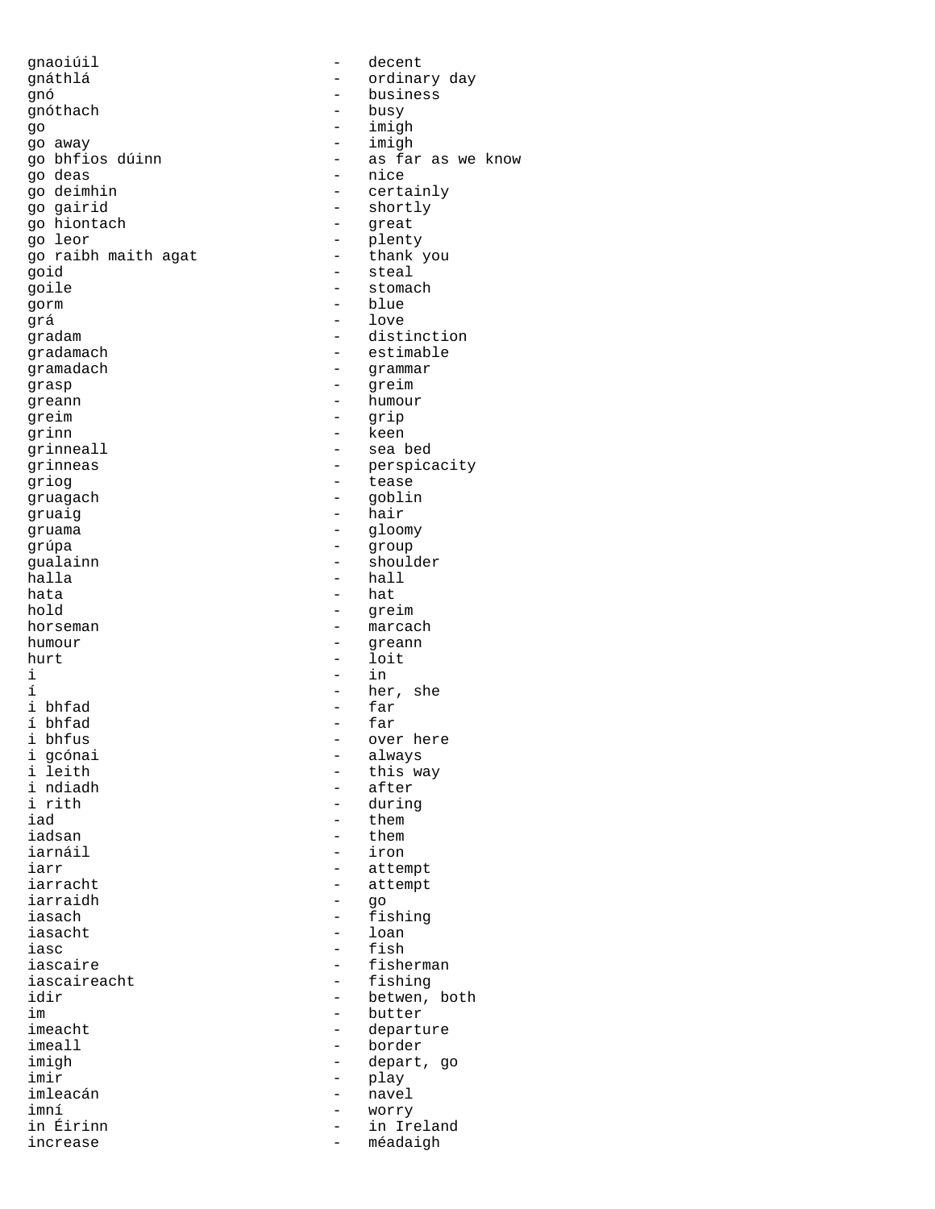gnaoiúil - decent
gnáthlá - ordinary day
gnó - business
gnóthach - busy
go - imigh
go away - imigh
go bhfios dúinn - as far as we know
go deas - nice
go deimhin - certainly
go gairid - shortly
go hiontach - great
go leor - plenty
go raibh maith agat - thank you
goid - steal
goile - stomach
gorm - blue
grá - love
gradam - distinction
gradamach - estimable
gramadach - grammar
grasp - greim
greann - humour
greim - grip
grinn - keen
grinneall - sea bed
grinneas - perspicacity
griog - tease
gruagach - goblin
gruaig - hair
gruama - gloomy
grúpa - group
gualainn - shoulder
halla - hall
hata - hat
hold - greim
horseman - marcach
humour - greann
hurt - loit
i - in
í - her, she
i bhfad - far
í bhfad - far
i bhfus - over here
i gcónai - always
i leith - this way
i ndiadh - after
i rith - during
iad - them
iadsan - them
iarnáil - iron
iarr - attempt
iarracht - attempt
iarraidh - go
iasach - fishing
iasacht - loan
iasc - fish
iascaire - fisherman
iascaireacht - fishing
idir - betwen, both
im - butter
imeacht - departure
imeall - border
imigh - depart, go
imir - play
imleacán - navel
imní - worry
in Éirinn - in Ireland
increase - méadaigh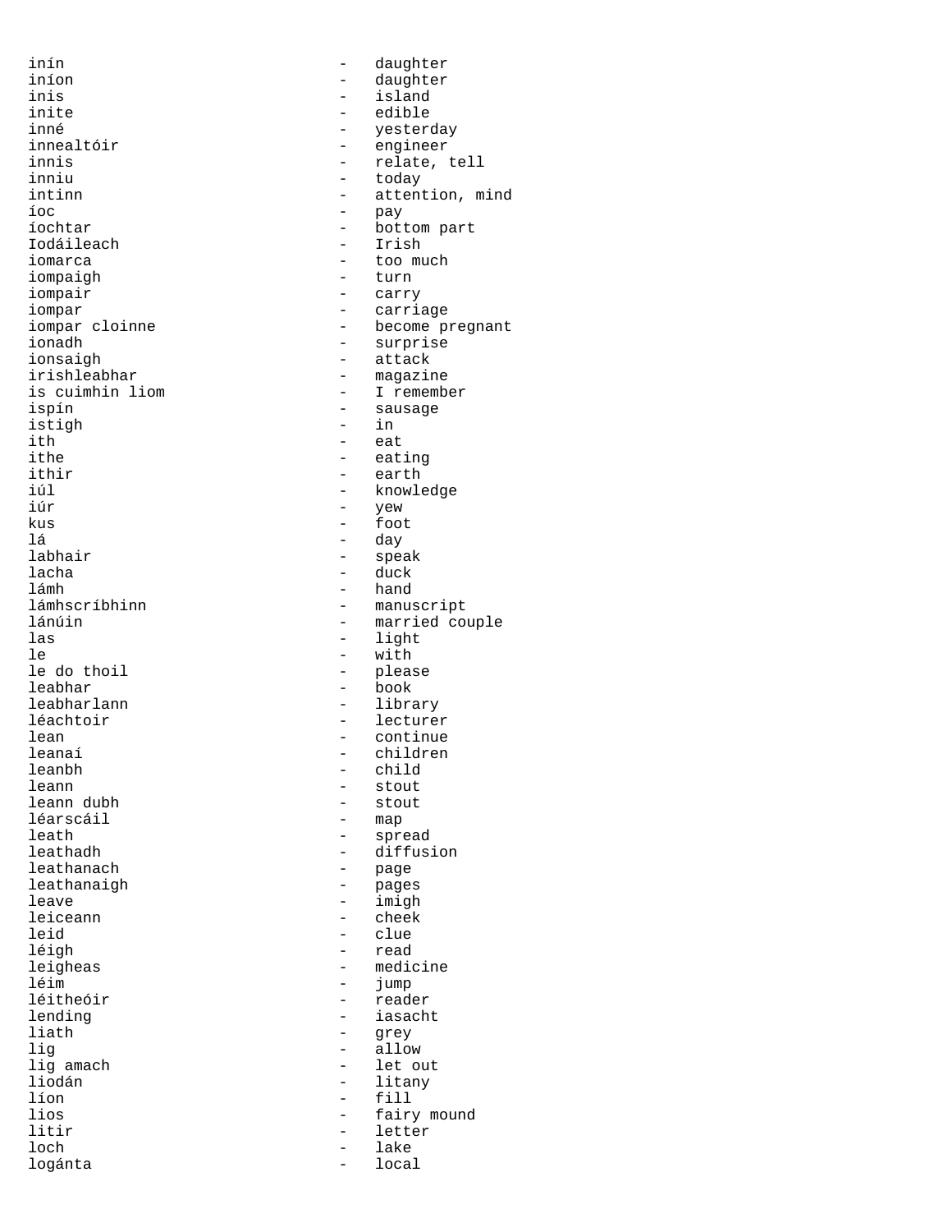inín - daughter
iníon - daughter
inis - island
inite - edible
inné - yesterday
innealtóir - engineer
innis - relate, tell
inniu - today
intinn - attention, mind
íoc - pay
íochtar - bottom part
Iodáileach - Irish
iomarca - too much
iompaigh - turn
iompair - carry
iompar - carriage
iompar cloinne - become pregnant
ionadh - surprise
ionsaigh - attack
irishleabhar - magazine
is cuimhin liom - I remember
ispín - sausage
istigh - in
ith - eat
ithe - eating
ithir - earth
iúl - knowledge
iúr - yew
kus - foot
lá - day
labhair - speak
lacha - duck
lámh - hand
lámhscríbhinn - manuscript
lánúin - married couple
las - light
le - with
le do thoil - please
leabhar - book
leabharlann - library
léachtoir - lecturer
lean - continue
leanaí - children
leanbh - child
leann - stout
leann dubh - stout
léarscáil - map
leath - spread
leathadh - diffusion
leathanach - page
leathanaigh - pages
leave - imigh
leiceann - cheek
leid - clue
léigh - read
leigheas - medicine
léim - jump
léitheóir - reader
lending - iasacht
liath - grey
lig - allow
lig amach - let out
liodán - litany
líon - fill
lios - fairy mound
litir - letter
loch - lake
logánta - local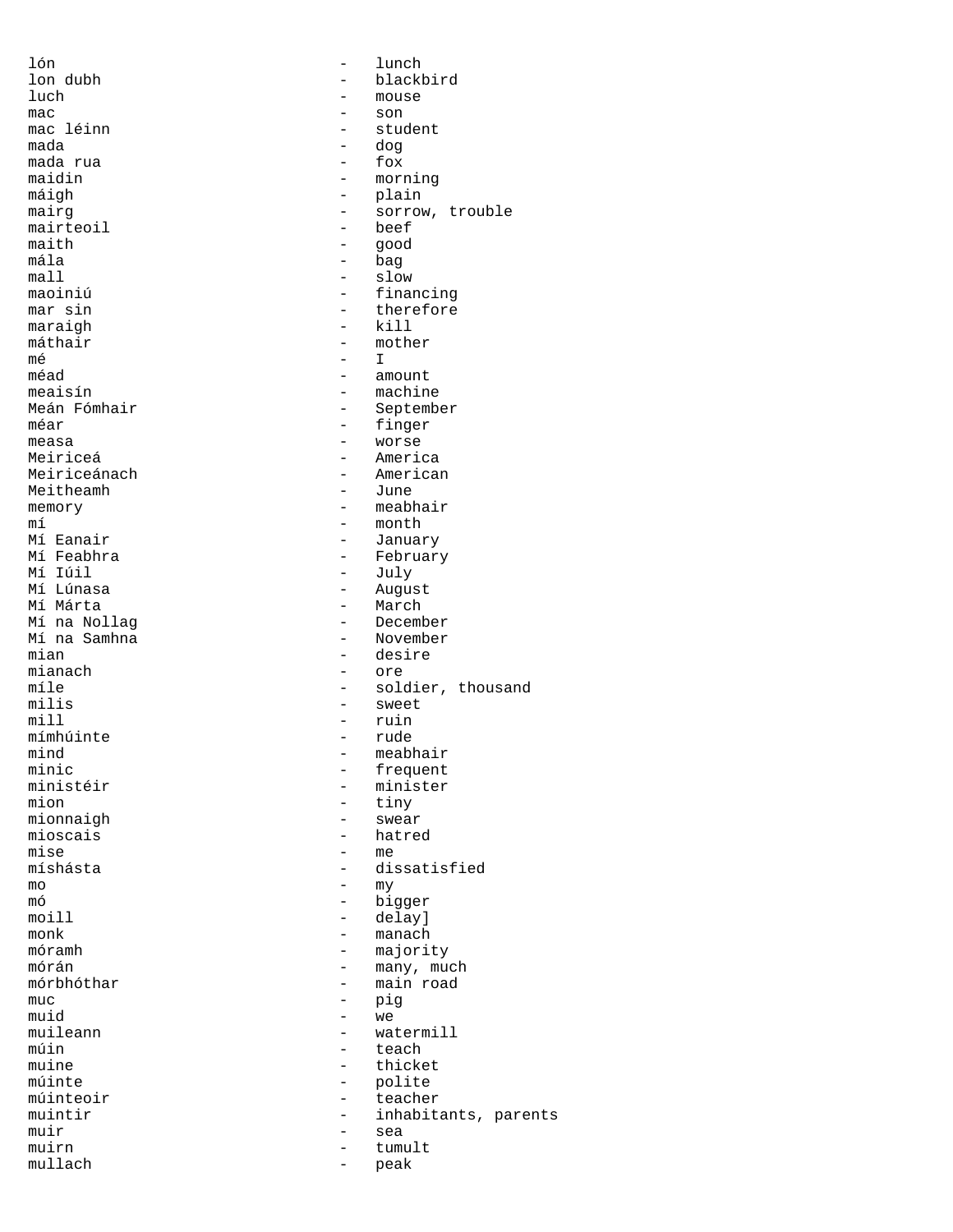lón - lunch
lon dubh - blackbird
luch - mouse
mac - son
mac léinn - student
mada - dog
mada rua - fox
maidin - morning
máigh - plain
mairg - sorrow, trouble
mairteoil - beef
maith - good
mála - bag
mall - slow
maoiniú - financing
mar sin - therefore
maraigh - kill
máthair - mother
mé - I
méad - amount
meaisín - machine
Meán Fómhair - September
méar - finger
measa - worse
Meiriceá - America
Meiriceánach - American
Meitheamh - June
memory - meabhair
mí - month
Mí Eanair - January
Mí Feabhra - February
Mí Iúil - July
Mí Lúnasa - August
Mí Márta - March
Mí na Nollag - December
Mí na Samhna - November
mian - desire
mianach - ore
míle - soldier, thousand
milis - sweet
mill - ruin
mímhúinte - rude
mind - meabhair
minic - frequent
ministéir - minister
mion - tiny
mionnaigh - swear
mioscais - hatred
mise - me
míshásta - dissatisfied
mo - my
mó - bigger
moill - delay]
monk - manach
móramh - majority
mórán - many, much
mórbhóthar - main road
muc - pig
muid - we
muileann - watermill
múin - teach
muine - thicket
múinte - polite
múinteoir - teacher
muintir - inhabitants, parents
muir - sea
muirn - tumult
mullach - peak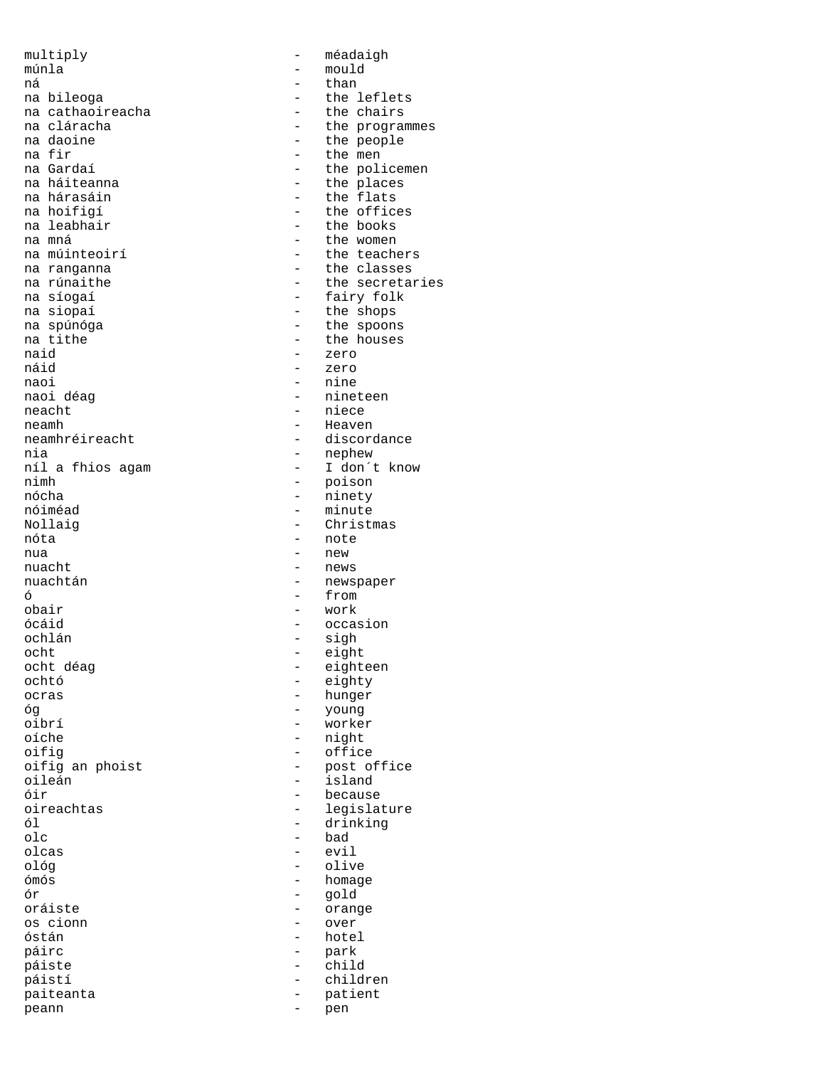multiply - méadaigh
múnla - mould
ná - than
na bileoga - the leflets
na cathaoireacha - the chairs
na cláracha - the programmes
na daoine - the people
na fir - the men
na Gardaí - the policemen
na háiteanna - the places
na hárasáin - the flats
na hoifigí - the offices
na leabhair - the books
na mná - the women
na múinteoirí - the teachers
na ranganna - the classes
na rúnaithe - the secretaries
na síogaí - fairy folk
na siopaí - the shops
na spúnóga - the spoons
na tithe - the houses
naid - zero
náid - zero
naoi - nine
naoi déag - nineteen
neacht - niece
neamh - Heaven
neamhréireacht - discordance
nia - nephew
níl a fhios agam - I don´t know
nimh - poison
nócha - ninety
nóiméad - minute
Nollaig - Christmas
nóta - note
nua - new
nuacht - news
nuachtán - newspaper
ó - from
obair - work
ócáid - occasion
ochlán - sigh
ocht - eight
ocht déag - eighteen
ochtó - eighty
ocras - hunger
óg - young
oibrí - worker
oíche - night
oifig - office
oifig an phoist - post office
oileán - island
óir - because
oireachtas - legislature
ól - drinking
olc - bad
olcas - evil
ológ - olive
ómós - homage
ór - gold
oráiste - orange
os cionn - over
óstán - hotel
páirc - park
páiste - child
páistí - children
paiteanta - patient
peann - pen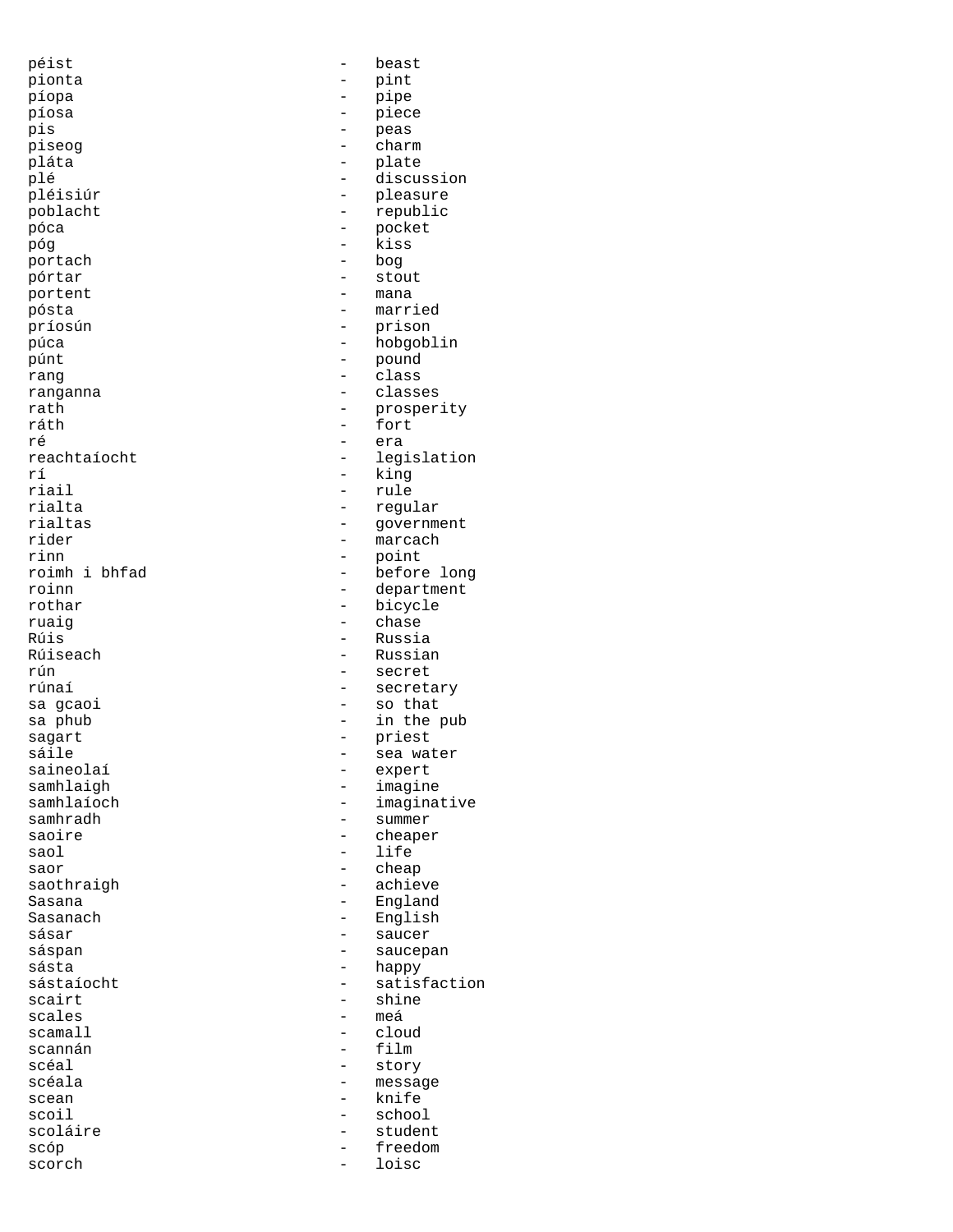péist - beast
pionta - pint
píopa - pipe
píosa - piece
pis - peas
piseog - charm
pláta - plate
plé - discussion
pléisiúr - pleasure
poblacht - republic
póca - pocket
póg - kiss
portach - bog
pórtar - stout
portent - mana
pósta - married
príosún - prison
púca - hobgoblin
púnt - pound
rang - class
ranganna - classes
rath - prosperity
ráth - fort
ré - era
reachtaíocht - legislation
rí - king
riail - rule
rialta - regular
rialtas - government
rider - marcach
rinn - point
roimh i bhfad - before long
roinn - department
rothar - bicycle
ruaig - chase
Rúis - Russia
Rúiseach - Russian
rún - secret
rúnaí - secretary
sa gcaoi - so that
sa phub - in the pub
sagart - priest
sáile - sea water
saineolaí - expert
samhlaigh - imagine
samhlaíoch - imaginative
samhradh - summer
saoire - cheaper
saol - life
saor - cheap
saothraigh - achieve
Sasana - England
Sasanach - English
sásar - saucer
sáspan - saucepan
sásta - happy
sástaíocht - satisfaction
scairt - shine
scales - meá
scamall - cloud
scannán - film
scéal - story
scéala - message
scean - knife
scoil - school
scoláire - student
scóp - freedom
scorch - loisc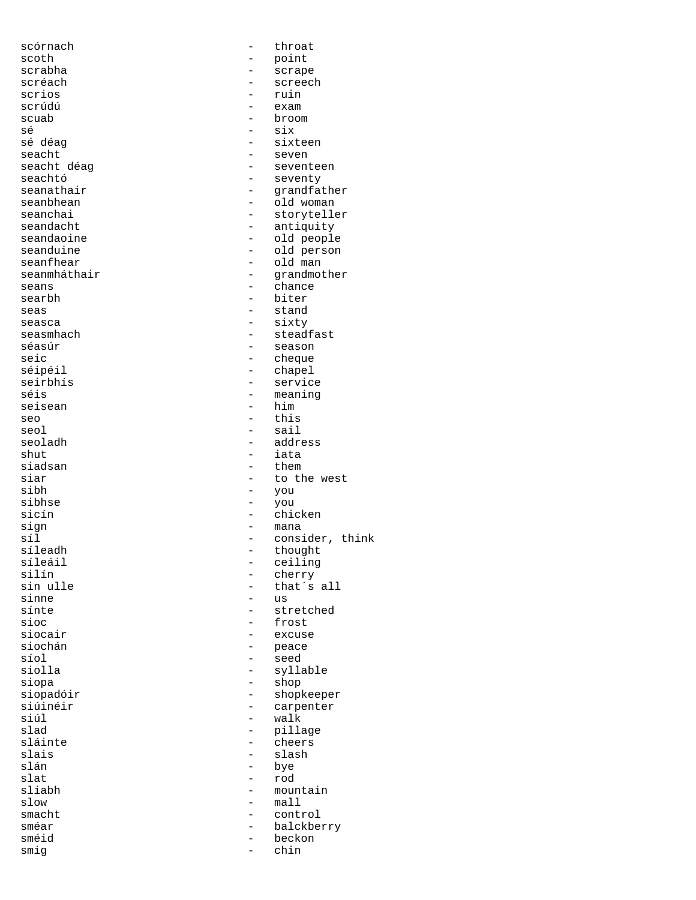scórnach - throat
scoth - point
scrabha - scrape
scréach - screech
scrios - ruin
scrúdú - exam
scuab - broom
sé - six
sé déag - sixteen
seacht - seven
seacht déag - seventeen
seachtó - seventy
seanathair - grandfather
seanbhean - old woman
seanchai - storyteller
seandacht - antiquity
seandaoine - old people
seanduine - old person
seanfhear - old man
seanmháthair - grandmother
seans - chance
searbh - biter
seas - stand
seasca - sixty
seasmhach - steadfast
séasúr - season
seic - cheque
séipéil - chapel
seirbhís - service
séis - meaning
seisean - him
seo - this
seol - sail
seoladh - address
shut - iata
siadsan - them
siar - to the west
sibh - you
sibhse - you
sicín - chicken
sign - mana
síl - consider, think
síleadh - thought
síleáil - ceiling
silín - cherry
sin ulle - that´s all
sinne - us
sínte - stretched
sioc - frost
siocair - excuse
siochán - peace
síol - seed
siolla - syllable
siopa - shop
siopadóir - shopkeeper
siúinéir - carpenter
siúl - walk
slad - pillage
sláinte - cheers
slais - slash
slán - bye
slat - rod
sliabh - mountain
slow - mall
smacht - control
sméar - balckberry
sméid - beckon
smig - chin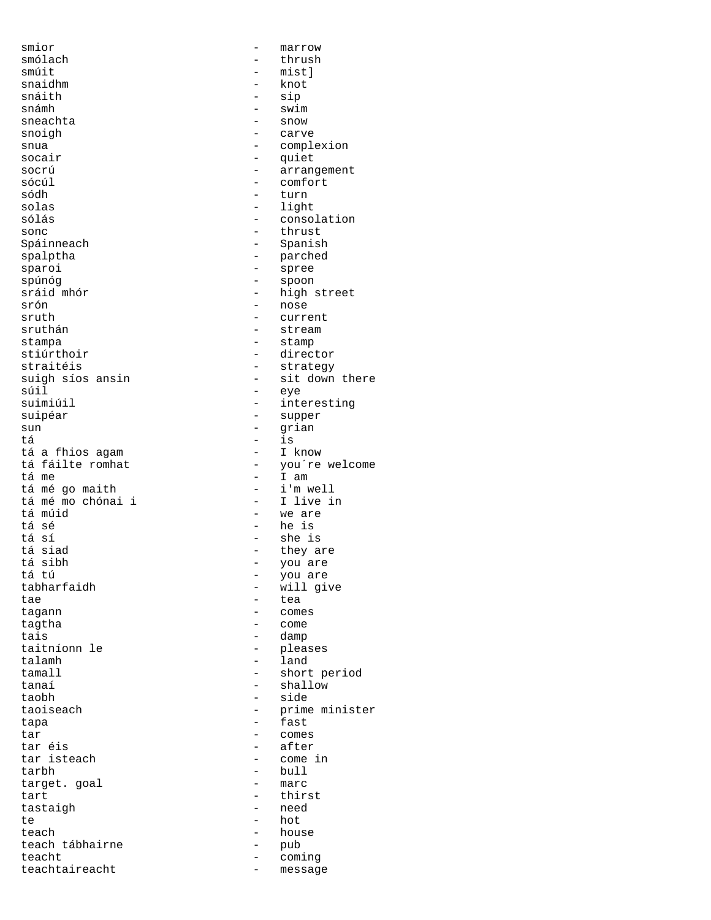smior - marrow
smólach - thrush
smúit - mist]
snaidhm - knot
snáith - sip
snámh - swim
sneachta - snow
snoigh - carve
snua - complexion
socair - quiet
socrú - arrangement
sócúl - comfort
sódh - turn
solas - light
sólás - consolation
sonc - thrust
Spáinneach - Spanish
spalptha - parched
sparoi - spree
spúnóg - spoon
sráid mhór - high street
srón - nose
sruth - current
sruthán - stream
stampa - stamp
stiúrthoir - director
straitéis - strategy
suigh síos ansin - sit down there
súil - eye
suimiúil - interesting
suipéar - supper
sun - grian
tá - is
tá a fhios agam - I know
tá fáilte romhat - you´re welcome
tá me - I am
tá mé go maith - i'm well
tá mé mo chónai i - I live in
tá múid - we are
tá sé - he is
tá sí - she is
tá siad - they are
tá sibh - you are
tá tú - you are
tabharfaidh - will give
tae - tea
tagann - comes
tagtha - come
tais - damp
taitníonn le - pleases
talamh - land
tamall - short period
tanaí - shallow
taobh - side
taoiseach - prime minister
tapa - fast
tar - comes
tar éis - after
tar isteach - come in
tarbh - bull
target. goal - marc
tart - thirst
tastaigh - need
te - hot
teach - house
teach tábhairne - pub
teacht - coming
teachtaireacht - message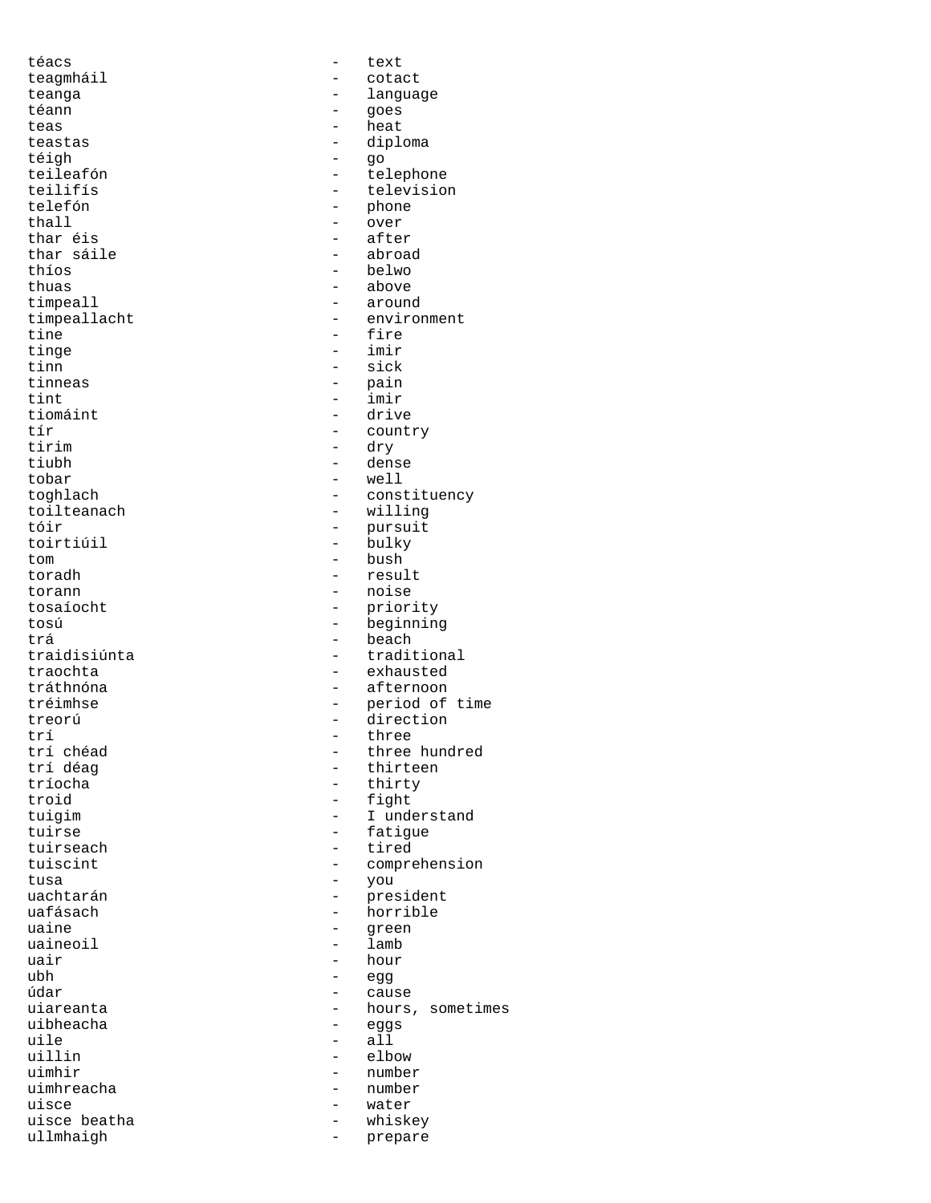téacs - text
teagmháil - cotact
teanga - language
téann - goes
teas - heat
teastas - diploma
téigh - go
teileafón - telephone
teilifís - television
telefón - phone
thall - over
thar éis - after
thar sáile - abroad
thíos - belwo
thuas - above
timpeall - around
timpeallacht - environment
tine - fire
tinge - imir
tinn - sick
tinneas - pain
tint - imir
tiomáint - drive
tír - country
tirim - dry
tiubh - dense
tobar - well
toghlach - constituency
toilteanach - willing
tóir - pursuit
toirtiúil - bulky
tom - bush
toradh - result
torann - noise
tosaíocht - priority
tosú - beginning
trá - beach
traidisiúnta - traditional
traochta - exhausted
tráthnóna - afternoon
tréimhse - period of time
treorú - direction
trí - three
trí chéad - three hundred
trí déag - thirteen
tríocha - thirty
troid - fight
tuigim - I understand
tuirse - fatigue
tuirseach - tired
tuiscint - comprehension
tusa - you
uachtarán - president
uafásach - horrible
uaine - green
uaineoil - lamb
uair - hour
ubh - egg
údar - cause
uiareanta - hours, sometimes
uibheacha - eggs
uile - all
uillin - elbow
uimhir - number
uimhreacha - number
uisce - water
uisce beatha - whiskey
ullmhaigh - prepare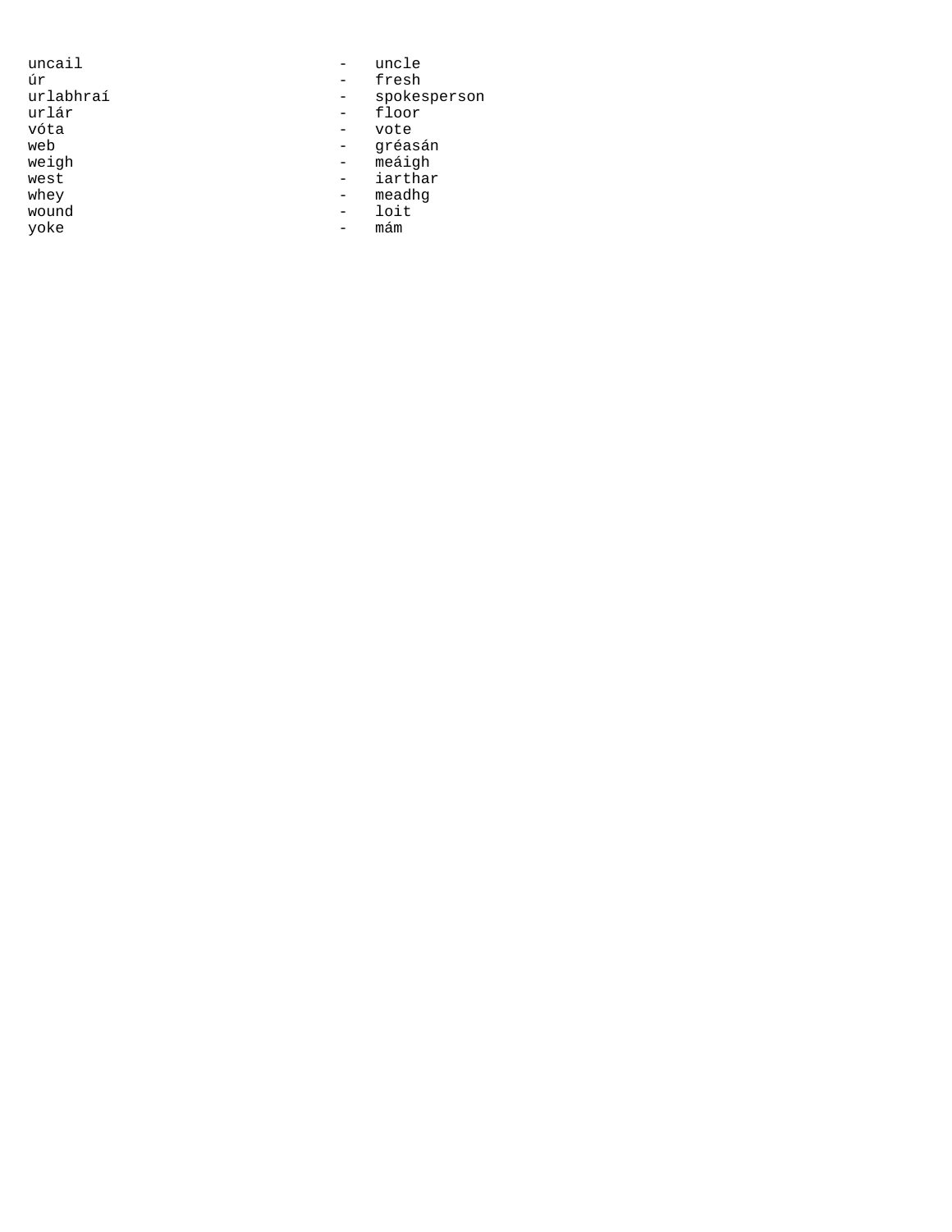| | | |
|---|---|---|
| uncail | - | uncle |
| úr | - | fresh |
| urlabhraí | - | spokesperson |
| urlár | - | floor |
| vóta | - | vote |
| web | - | gréasán |
| weigh | - | meáigh |
| west | - | iarthar |
| whey | - | meadhg |
| wound | - | loit |
| yoke | - | mám |